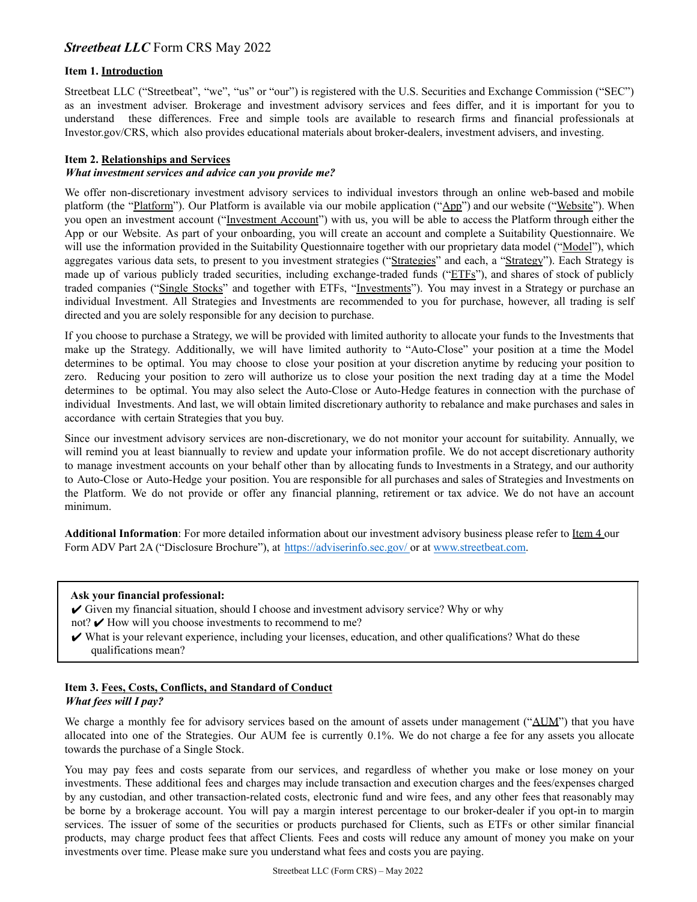# ***Streetbeat LLC*** Form CRS May 2022

**Item 1. Introduction**

Streetbeat LLC ("Streetbeat", "we", "us" or "our") is registered with the U.S. Securities and Exchange Commission ("SEC") as an investment adviser. Brokerage and investment advisory services and fees differ, and it is important for you to understand these differences. Free and simple tools are available to research firms and financial professionals at Investor.gov/CRS, which also provides educational materials about broker-dealers, investment advisers, and investing.

**Item 2. Relationships and Services**

***What investment services and advice can you provide me?***

We offer non-discretionary investment advisory services to individual investors through an online web-based and mobile platform (the "Platform"). Our Platform is available via our mobile application ("App") and our website ("Website"). When you open an investment account ("Investment Account") with us, you will be able to access the Platform through either the App or our Website. As part of your onboarding, you will create an account and complete a Suitability Questionnaire. We will use the information provided in the Suitability Questionnaire together with our proprietary data model ("Model"), which aggregates various data sets, to present to you investment strategies ("Strategies" and each, a "Strategy"). Each Strategy is made up of various publicly traded securities, including exchange-traded funds ("ETFs"), and shares of stock of publicly traded companies ("Single Stocks" and together with ETFs, "Investments"). You may invest in a Strategy or purchase an individual Investment. All Strategies and Investments are recommended to you for purchase, however, all trading is self directed and you are solely responsible for any decision to purchase.

If you choose to purchase a Strategy, we will be provided with limited authority to allocate your funds to the Investments that make up the Strategy. Additionally, we will have limited authority to "Auto-Close" your position at a time the Model determines to be optimal. You may choose to close your position at your discretion anytime by reducing your position to zero. Reducing your position to zero will authorize us to close your position the next trading day at a time the Model determines to be optimal. You may also select the Auto-Close or Auto-Hedge features in connection with the purchase of individual Investments. And last, we will obtain limited discretionary authority to rebalance and make purchases and sales in accordance with certain Strategies that you buy.

Since our investment advisory services are non-discretionary, we do not monitor your account for suitability. Annually, we will remind you at least biannually to review and update your information profile. We do not accept discretionary authority to manage investment accounts on your behalf other than by allocating funds to Investments in a Strategy, and our authority to Auto-Close or Auto-Hedge your position. You are responsible for all purchases and sales of Strategies and Investments on the Platform. We do not provide or offer any financial planning, retirement or tax advice. We do not have an account minimum.

**Additional Information**: For more detailed information about our investment advisory business please refer to Item 4 our Form ADV Part 2A ("Disclosure Brochure"), at https://adviserinfo.sec.gov/ or at www.streetbeat.com.

**Ask your financial professional:**

- ✔ Given my financial situation, should I choose and investment advisory service? Why or why not?
- ✔ How will you choose investments to recommend to me?
- ✔ What is your relevant experience, including your licenses, education, and other qualifications? What do these qualifications mean?

**Item 3. Fees, Costs, Conflicts, and Standard of Conduct**

***What fees will I pay?***

We charge a monthly fee for advisory services based on the amount of assets under management ("AUM") that you have allocated into one of the Strategies. Our AUM fee is currently 0.1%. We do not charge a fee for any assets you allocate towards the purchase of a Single Stock.

You may pay fees and costs separate from our services, and regardless of whether you make or lose money on your investments. These additional fees and charges may include transaction and execution charges and the fees/expenses charged by any custodian, and other transaction-related costs, electronic fund and wire fees, and any other fees that reasonably may be borne by a brokerage account. You will pay a margin interest percentage to our broker-dealer if you opt-in to margin services. The issuer of some of the securities or products purchased for Clients, such as ETFs or other similar financial products, may charge product fees that affect Clients*.* Fees and costs will reduce any amount of money you make on your investments over time. Please make sure you understand what fees and costs you are paying.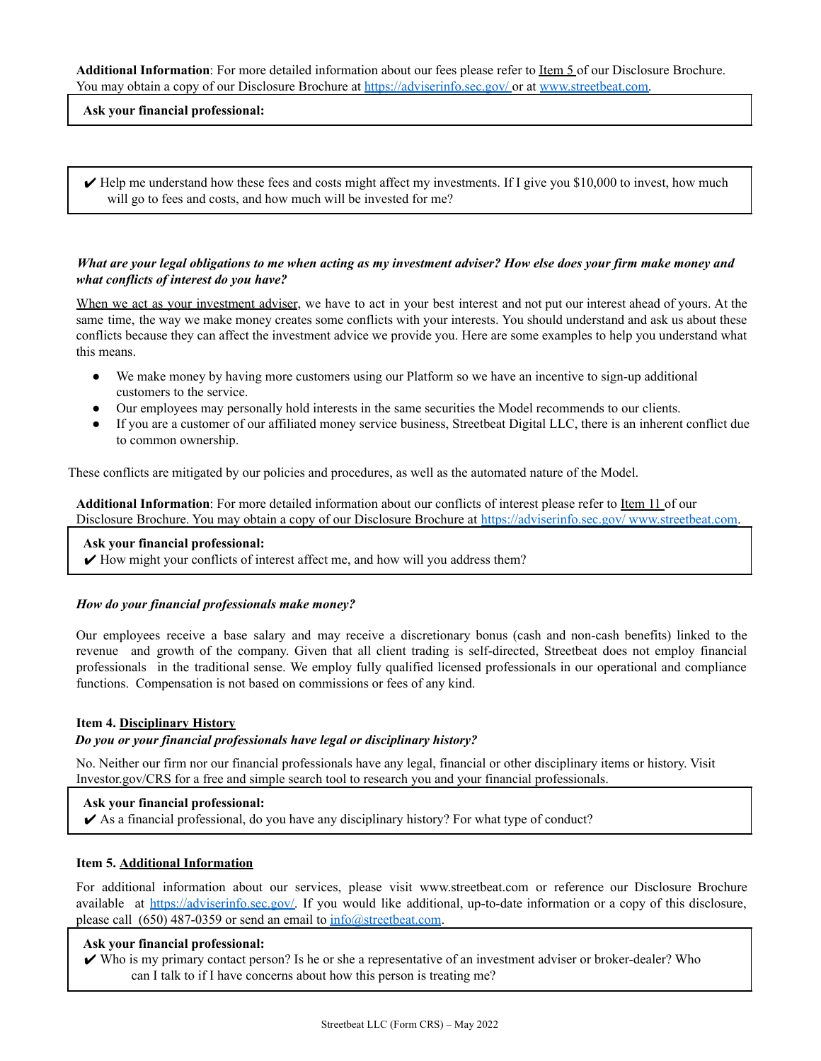**Additional Information**: For more detailed information about our fees please refer to Item 5 of our Disclosure Brochure. You may obtain a copy of our Disclosure Brochure at https://adviserinfo.sec.gov/ or at www.streetbeat.com.

**Ask your financial professional:**

✔ Help me understand how these fees and costs might affect my investments. If I give you $10,000 to invest, how much will go to fees and costs, and how much will be invested for me?

***What are your legal obligations to me when acting as my investment adviser? How else does your firm make money and what conflicts of interest do you have?***

When we act as your investment adviser, we have to act in your best interest and not put our interest ahead of yours. At the same time, the way we make money creates some conflicts with your interests. You should understand and ask us about these conflicts because they can affect the investment advice we provide you. Here are some examples to help you understand what this means.

- We make money by having more customers using our Platform so we have an incentive to sign-up additional customers to the service.
- Our employees may personally hold interests in the same securities the Model recommends to our clients.
- If you are a customer of our affiliated money service business, Streetbeat Digital LLC, there is an inherent conflict due to common ownership.

These conflicts are mitigated by our policies and procedures, as well as the automated nature of the Model.

**Additional Information**: For more detailed information about our conflicts of interest please refer to Item 11 of our Disclosure Brochure. You may obtain a copy of our Disclosure Brochure at https://adviserinfo.sec.gov/ www.streetbeat.com.

**Ask your financial professional:**
✔ How might your conflicts of interest affect me, and how will you address them?

***How do your financial professionals make money?***

Our employees receive a base salary and may receive a discretionary bonus (cash and non-cash benefits) linked to the revenue and growth of the company. Given that all client trading is self-directed, Streetbeat does not employ financial professionals in the traditional sense. We employ fully qualified licensed professionals in our operational and compliance functions. Compensation is not based on commissions or fees of any kind.

## Item 4. Disciplinary History

***Do you or your financial professionals have legal or disciplinary history?***

No. Neither our firm nor our financial professionals have any legal, financial or other disciplinary items or history. Visit Investor.gov/CRS for a free and simple search tool to research you and your financial professionals.

**Ask your financial professional:**
✔ As a financial professional, do you have any disciplinary history? For what type of conduct?

## Item 5. Additional Information

For additional information about our services, please visit www.streetbeat.com or reference our Disclosure Brochure available at https://adviserinfo.sec.gov/. If you would like additional, up-to-date information or a copy of this disclosure, please call (650) 487-0359 or send an email to info@streetbeat.com.

**Ask your financial professional:**
✔ Who is my primary contact person? Is he or she a representative of an investment adviser or broker-dealer? Who can I talk to if I have concerns about how this person is treating me?